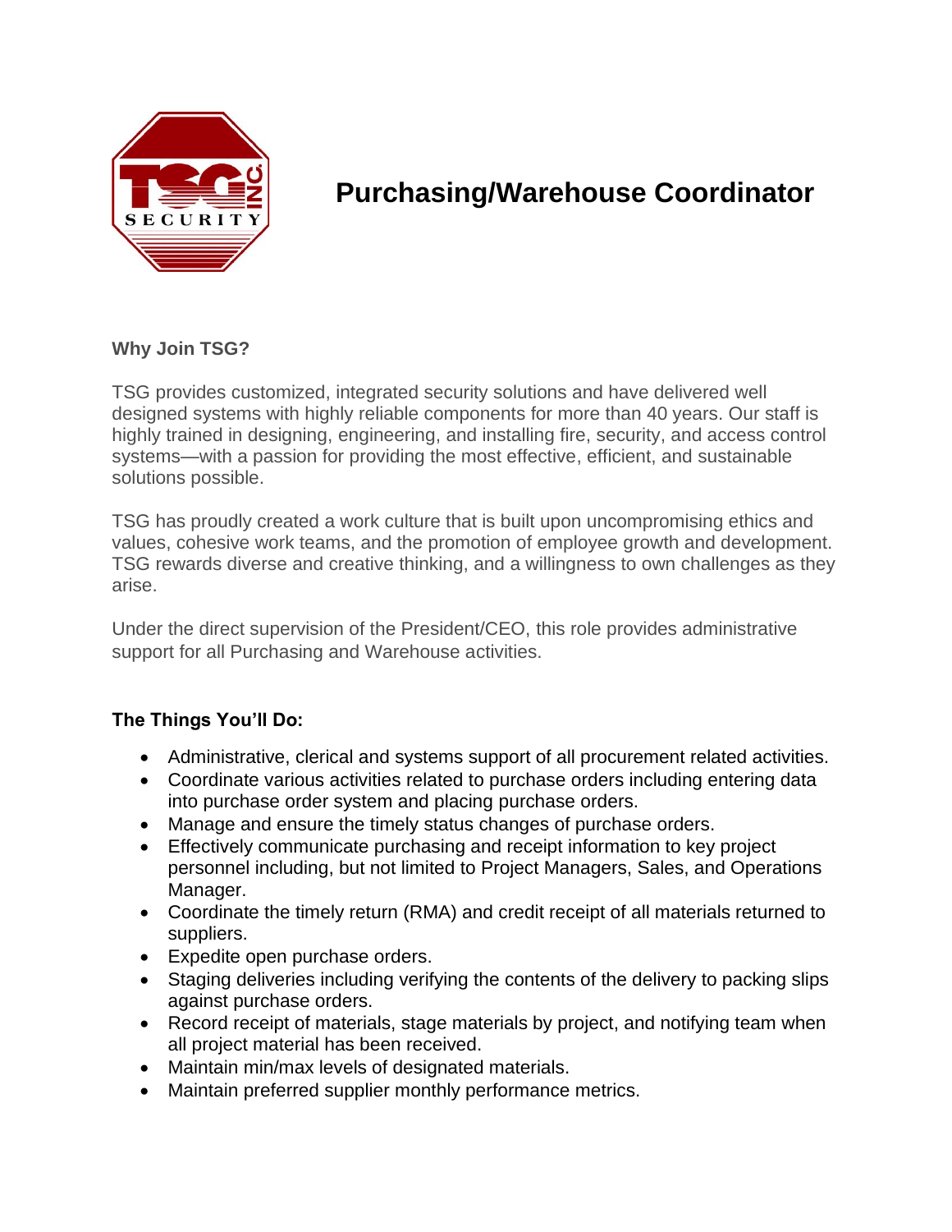# Purchasing/Warehouse Coordinator

**Why Join TSG?**

TSG provides customized, integrated security solutions and have delivered well designed systems with highly reliable components for more than 40 years. Our staff is highly trained in designing, engineering, and installing fire, security, and access control systems—with a passion for providing the most effective, efficient, and sustainable solutions possible.

TSG has proudly created a work culture that is built upon uncompromising ethics and values, cohesive work teams, and the promotion of employee growth and development. TSG rewards diverse and creative thinking, and a willingness to own challenges as they arise.

Under the direct supervision of the President/CEO, this role provides administrative support for all Purchasing and Warehouse activities.

## The Things You'll Do:

- Administrative, clerical and systems support of all procurement related activities.
- Coordinate various activities related to purchase orders including entering data into purchase order system and placing purchase orders.
- Manage and ensure the timely status changes of purchase orders.
- Effectively communicate purchasing and receipt information to key project personnel including, but not limited to Project Managers, Sales, and Operations Manager.
- Coordinate the timely return (RMA) and credit receipt of all materials returned to suppliers.
- Expedite open purchase orders.
- Staging deliveries including verifying the contents of the delivery to packing slips against purchase orders.
- Record receipt of materials, stage materials by project, and notifying team when all project material has been received.
- Maintain min/max levels of designated materials.
- Maintain preferred supplier monthly performance metrics.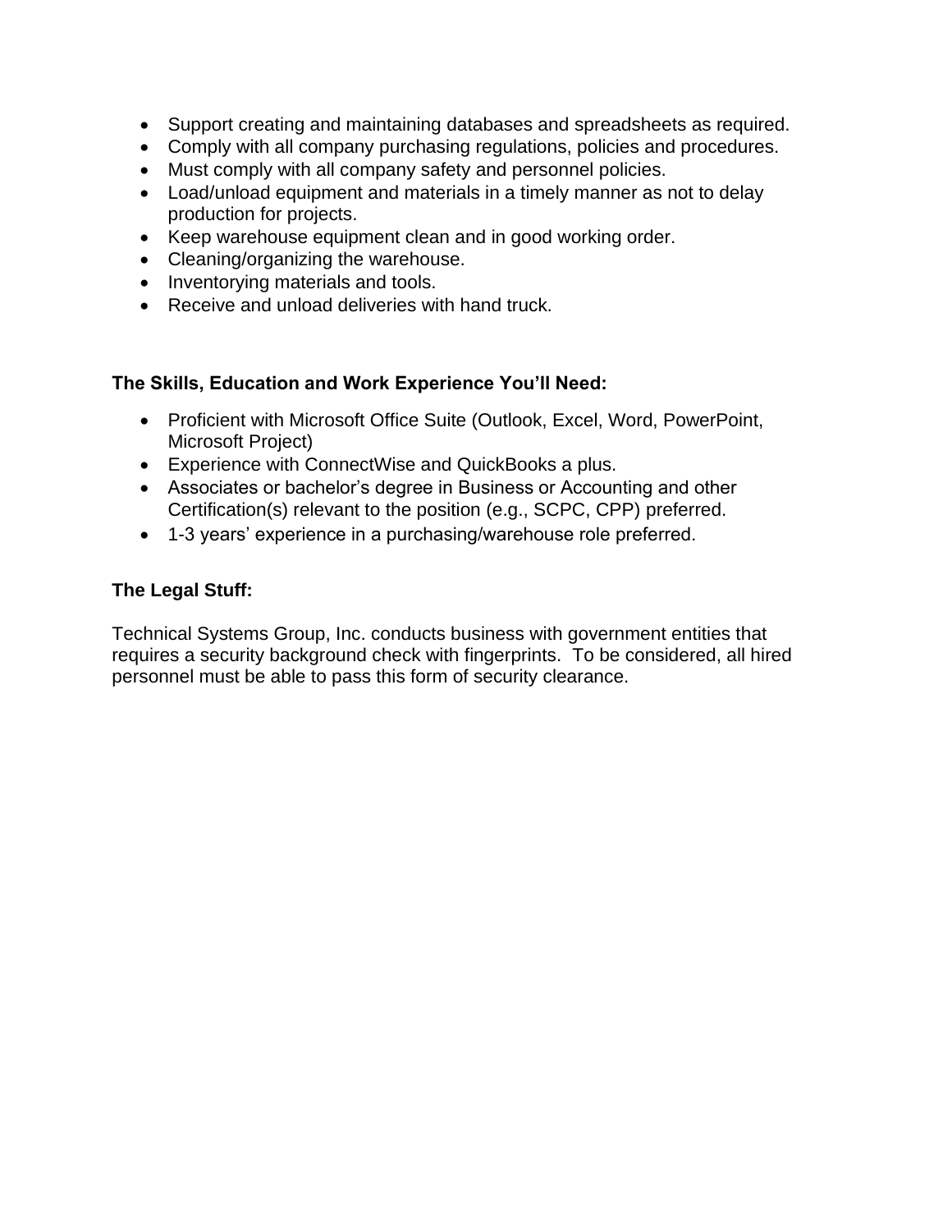- Support creating and maintaining databases and spreadsheets as required.
- Comply with all company purchasing regulations, policies and procedures.
- Must comply with all company safety and personnel policies.
- Load/unload equipment and materials in a timely manner as not to delay production for projects.
- Keep warehouse equipment clean and in good working order.
- Cleaning/organizing the warehouse.
- Inventorying materials and tools.
- Receive and unload deliveries with hand truck.

**The Skills, Education and Work Experience You'll Need:**

- Proficient with Microsoft Office Suite (Outlook, Excel, Word, PowerPoint, Microsoft Project)
- Experience with ConnectWise and QuickBooks a plus.
- Associates or bachelor's degree in Business or Accounting and other Certification(s) relevant to the position (e.g., SCPC, CPP) preferred.
- 1-3 years' experience in a purchasing/warehouse role preferred.

**The Legal Stuff:**

Technical Systems Group, Inc. conducts business with government entities that requires a security background check with fingerprints. To be considered, all hired personnel must be able to pass this form of security clearance.